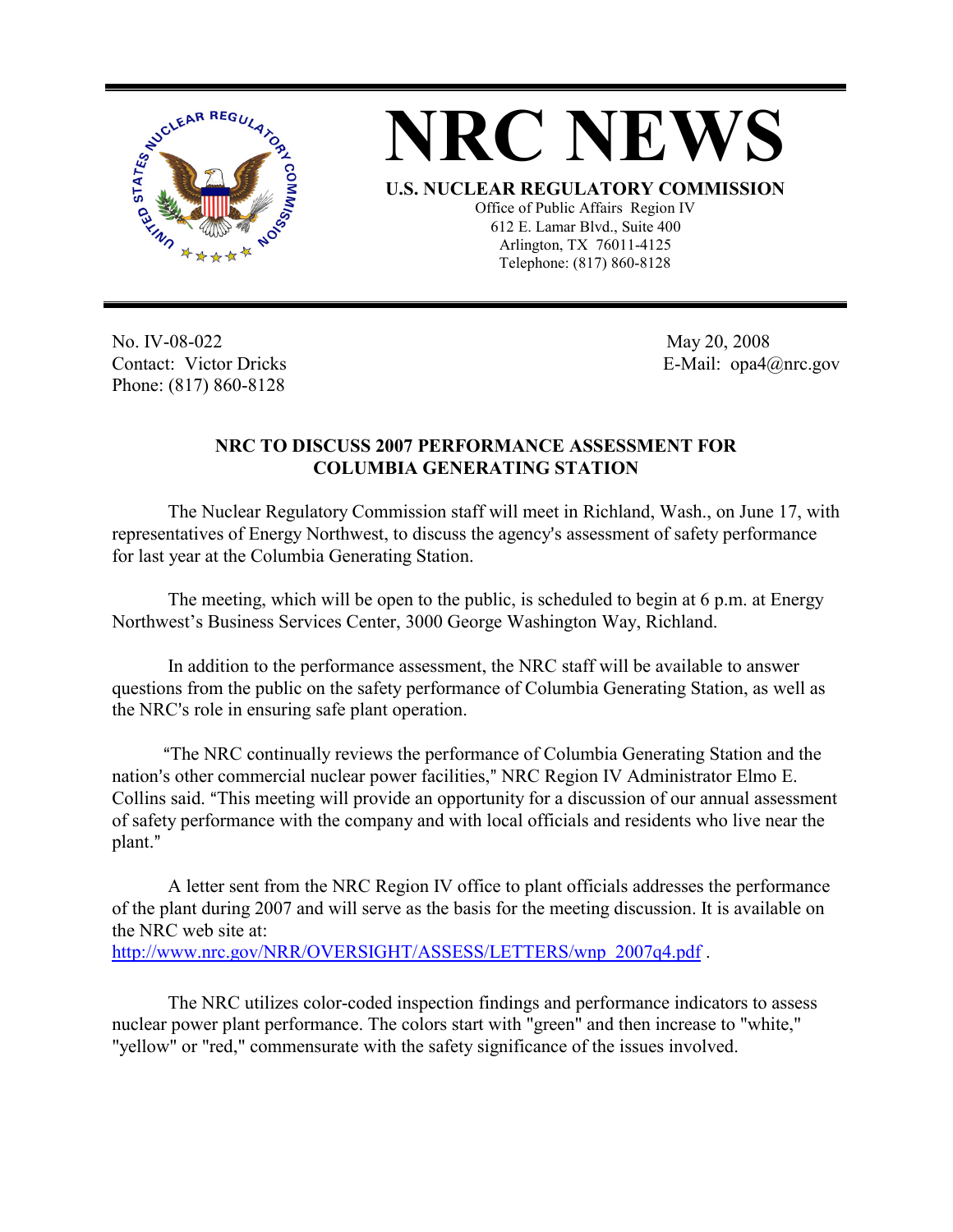# NRC NEWS

**U.S. NUCLEAR REGULATORY COMMISSION**

Office of Public Affairs Region IV
612 E. Lamar Blvd., Suite 400
Arlington, TX 76011-4125
Telephone: (817) 860-8128

No. IV-08-022
Contact: Victor Dricks
Phone: (817) 860-8128

May 20, 2008
E-Mail: opa4@nrc.gov

## NRC TO DISCUSS 2007 PERFORMANCE ASSESSMENT FOR COLUMBIA GENERATING STATION

The Nuclear Regulatory Commission staff will meet in Richland, Wash., on June 17, with representatives of Energy Northwest, to discuss the agency's assessment of safety performance for last year at the Columbia Generating Station.

The meeting, which will be open to the public, is scheduled to begin at 6 p.m. at Energy Northwest's Business Services Center, 3000 George Washington Way, Richland.

In addition to the performance assessment, the NRC staff will be available to answer questions from the public on the safety performance of Columbia Generating Station, as well as the NRC's role in ensuring safe plant operation.

"The NRC continually reviews the performance of Columbia Generating Station and the nation's other commercial nuclear power facilities," NRC Region IV Administrator Elmo E. Collins said. "This meeting will provide an opportunity for a discussion of our annual assessment of safety performance with the company and with local officials and residents who live near the plant."

A letter sent from the NRC Region IV office to plant officials addresses the performance of the plant during 2007 and will serve as the basis for the meeting discussion. It is available on the NRC web site at:
http://www.nrc.gov/NRR/OVERSIGHT/ASSESS/LETTERS/wnp_2007q4.pdf .

The NRC utilizes color-coded inspection findings and performance indicators to assess nuclear power plant performance. The colors start with "green" and then increase to "white," "yellow" or "red," commensurate with the safety significance of the issues involved.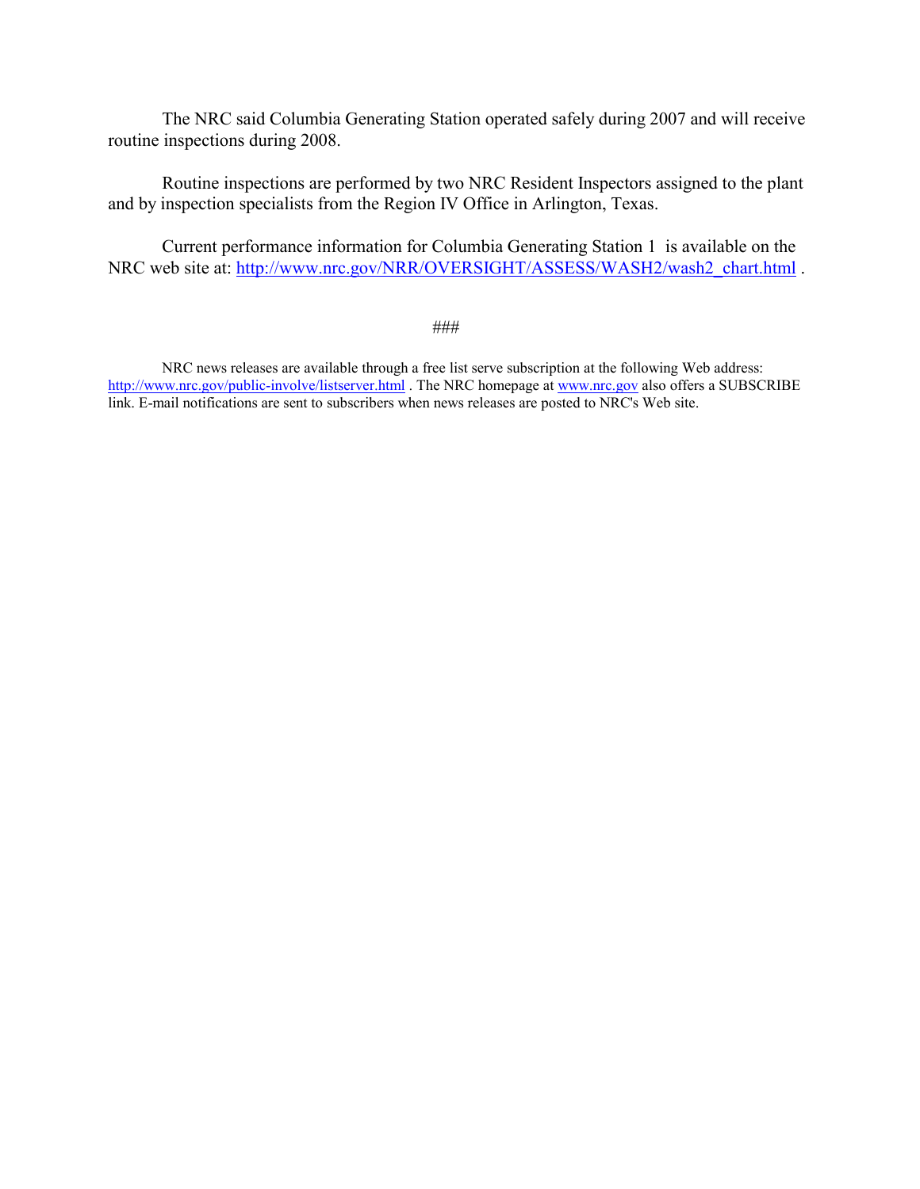The NRC said Columbia Generating Station operated safely during 2007 and will receive routine inspections during 2008.

Routine inspections are performed by two NRC Resident Inspectors assigned to the plant and by inspection specialists from the Region IV Office in Arlington, Texas.

Current performance information for Columbia Generating Station 1 is available on the NRC web site at: http://www.nrc.gov/NRR/OVERSIGHT/ASSESS/WASH2/wash2_chart.html .

###

NRC news releases are available through a free list serve subscription at the following Web address: http://www.nrc.gov/public-involve/listserver.html . The NRC homepage at www.nrc.gov also offers a SUBSCRIBE link. E-mail notifications are sent to subscribers when news releases are posted to NRC's Web site.